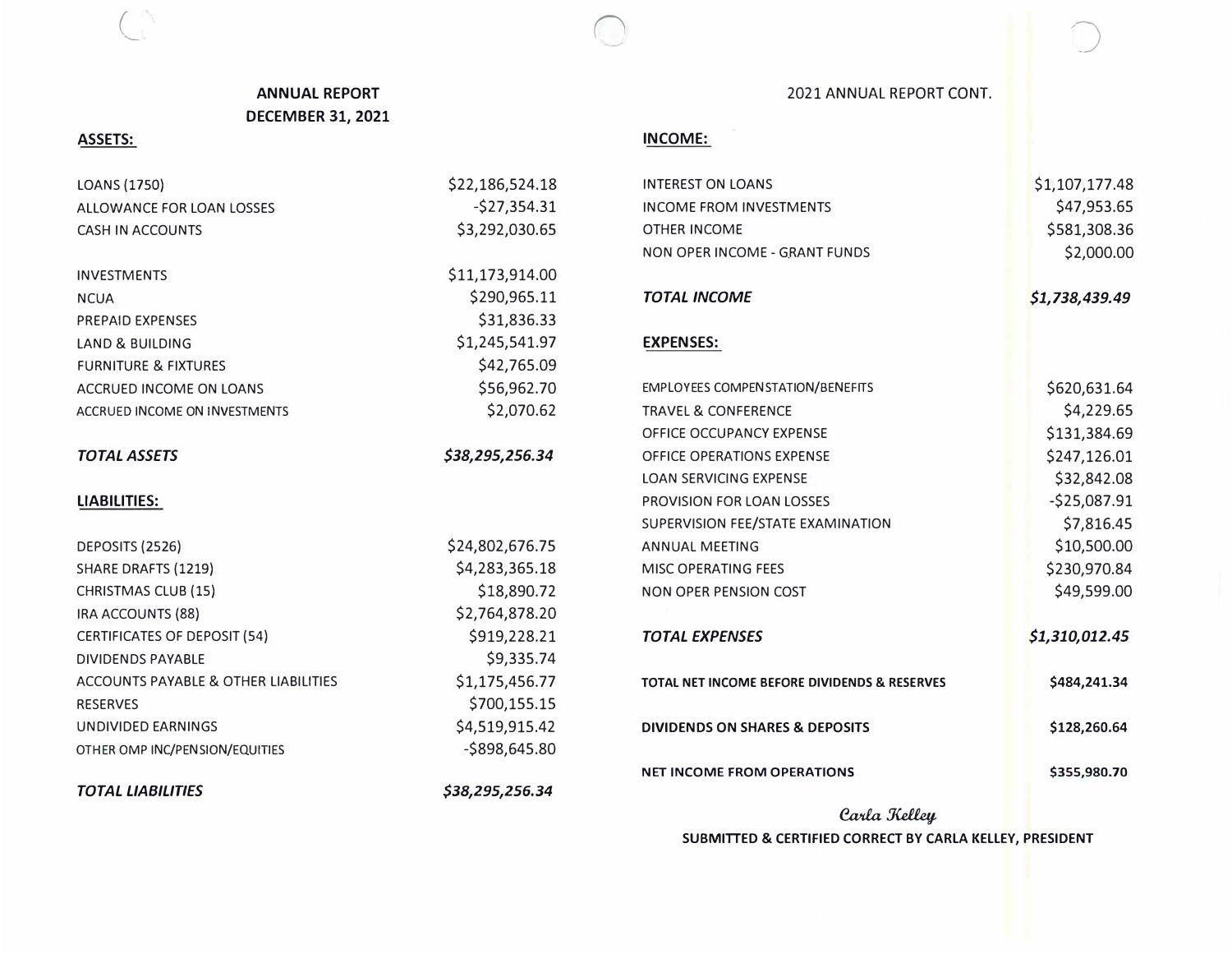## ANNUAL REPORT
## DECEMBER 31, 2021

### ASSETS:

| | |
|---|---|
| LOANS (1750) | $22,186,524.18 |
| ALLOWANCE FOR LOAN LOSSES | -$27,354.31 |
| CASH IN ACCOUNTS | $3,292,030.65 |
| INVESTMENTS | $11,173,914.00 |
| NCUA | $290,965.11 |
| PREPAID EXPENSES | $31,836.33 |
| LAND & BUILDING | $1,245,541.97 |
| FURNITURE & FIXTURES | $42,765.09 |
| ACCRUED INCOME ON LOANS | $56,962.70 |
| ACCRUED INCOME ON INVESTMENTS | $2,070.62 |
| ***TOTAL ASSETS*** | ***$38,295,256.34*** |

### LIABILITIES:

| | |
|---|---|
| DEPOSITS (2526) | $24,802,676.75 |
| SHARE DRAFTS (1219) | $4,283,365.18 |
| CHRISTMAS CLUB (15) | $18,890.72 |
| IRA ACCOUNTS (88) | $2,764,878.20 |
| CERTIFICATES OF DEPOSIT (54) | $919,228.21 |
| DIVIDENDS PAYABLE | $9,335.74 |
| ACCOUNTS PAYABLE & OTHER LIABILITIES | $1,175,456.77 |
| RESERVES | $700,155.15 |
| UNDIVIDED EARNINGS | $4,519,915.42 |
| OTHER OMP INC/PENSION/EQUITIES | -$898,645.80 |
| ***TOTAL LIABILITIES*** | ***$38,295,256.34*** |

## 2021 ANNUAL REPORT CONT.

### INCOME:

| | |
|---|---|
| INTEREST ON LOANS | $1,107,177.48 |
| INCOME FROM INVESTMENTS | $47,953.65 |
| OTHER INCOME | $581,308.36 |
| NON OPER INCOME - GRANT FUNDS | $2,000.00 |
| ***TOTAL INCOME*** | ***$1,738,439.49*** |

### EXPENSES:

| | |
|---|---|
| EMPLOYEES COMPENSTATION/BENEFITS | $620,631.64 |
| TRAVEL & CONFERENCE | $4,229.65 |
| OFFICE OCCUPANCY EXPENSE | $131,384.69 |
| OFFICE OPERATIONS EXPENSE | $247,126.01 |
| LOAN SERVICING EXPENSE | $32,842.08 |
| PROVISION FOR LOAN LOSSES | -$25,087.91 |
| SUPERVISION FEE/STATE EXAMINATION | $7,816.45 |
| ANNUAL MEETING | $10,500.00 |
| MISC OPERATING FEES | $230,970.84 |
| NON OPER PENSION COST | $49,599.00 |
| ***TOTAL EXPENSES*** | ***$1,310,012.45*** |
| **TOTAL NET INCOME BEFORE DIVIDENDS & RESERVES** | **$484,241.34** |
| **DIVIDENDS ON SHARES & DEPOSITS** | **$128,260.64** |
| **NET INCOME FROM OPERATIONS** | **$355,980.70** |

*Carla Kelley*

**SUBMITTED & CERTIFIED CORRECT BY CARLA KELLEY, PRESIDENT**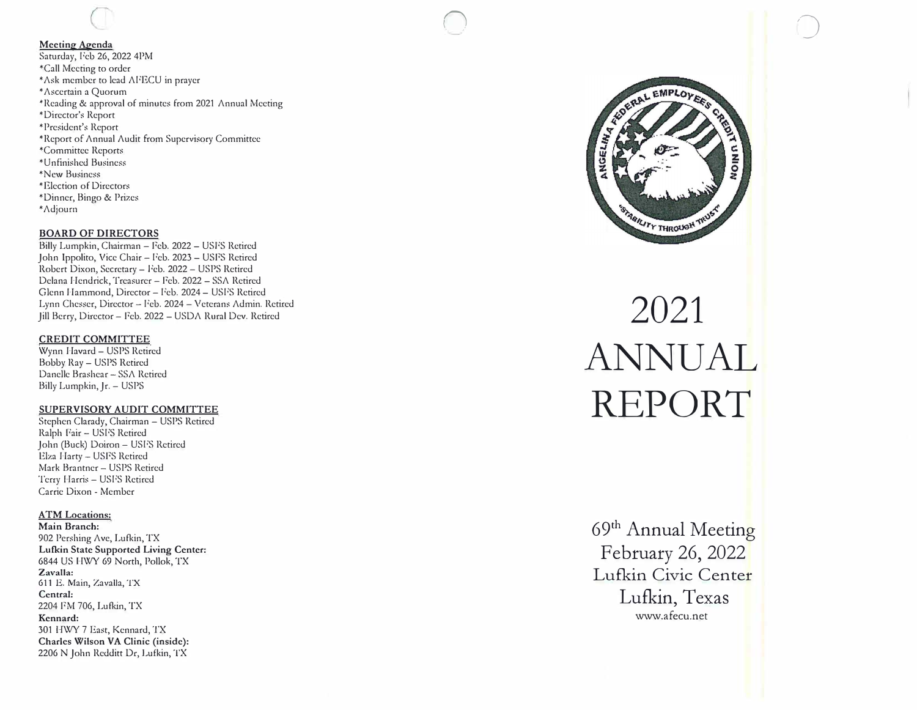## Meeting Agenda

Saturday, Feb 26, 2022 4PM

*Call Meeting to order
*Ask member to lead AFECU in prayer
*Ascertain a Quorum
*Reading & approval of minutes from 2021 Annual Meeting
*Director's Report
*President's Report
*Report of Annual Audit from Supervisory Committee
*Committee Reports
*Unfinished Business
*New Business
*Election of Directors
*Dinner, Bingo & Prizes
*Adjourn

## BOARD OF DIRECTORS

Billy Lumpkin, Chairman – Feb. 2022 – USPS Retired
John Ippolito, Vice Chair – Feb. 2023 – USPS Retired
Robert Dixon, Secretary – Feb. 2022 – USPS Retired
Delana Hendrick, Treasurer – Feb. 2022 – SSA Retired
Glenn Hammond, Director – Feb. 2024 – USPS Retired
Lynn Chesser, Director – Feb. 2024 – Veterans Admin. Retired
Jill Berry, Director – Feb. 2022 – USDA Rural Dev. Retired

## CREDIT COMMITTEE

Wynn Havard – USPS Retired
Bobby Ray – USPS Retired
Danelle Brashear – SSA Retired
Billy Lumpkin, Jr. – USPS

## SUPERVISORY AUDIT COMMITTEE

Stephen Clarady, Chairman – USPS Retired
Ralph Fair – USPS Retired
John (Buck) Doiron – USPS Retired
Elza Harty – USPS Retired
Mark Brantner – USPS Retired
Terry Harris – USPS Retired
Carrie Dixon - Member

## ATM Locations:

**Main Branch:**
902 Pershing Ave, Lufkin, TX
**Lufkin State Supported Living Center:**
6844 US HWY 69 North, Pollok, TX
**Zavalla:**
611 E. Main, Zavalla, TX
**Central:**
2204 FM 706, Lufkin, TX
**Kennard:**
301 HWY 7 East, Kennard, TX
**Charles Wilson VA Clinic (inside):**
2206 N John Redditt Dr, Lufkin, TX

ANGELINA FEDERAL EMPLOYEES CREDIT UNION
"STABILITY THROUGH TRUST"

# 2021 ANNUAL REPORT

69th Annual Meeting
February 26, 2022
Lufkin Civic Center
Lufkin, Texas
www.afecu.net